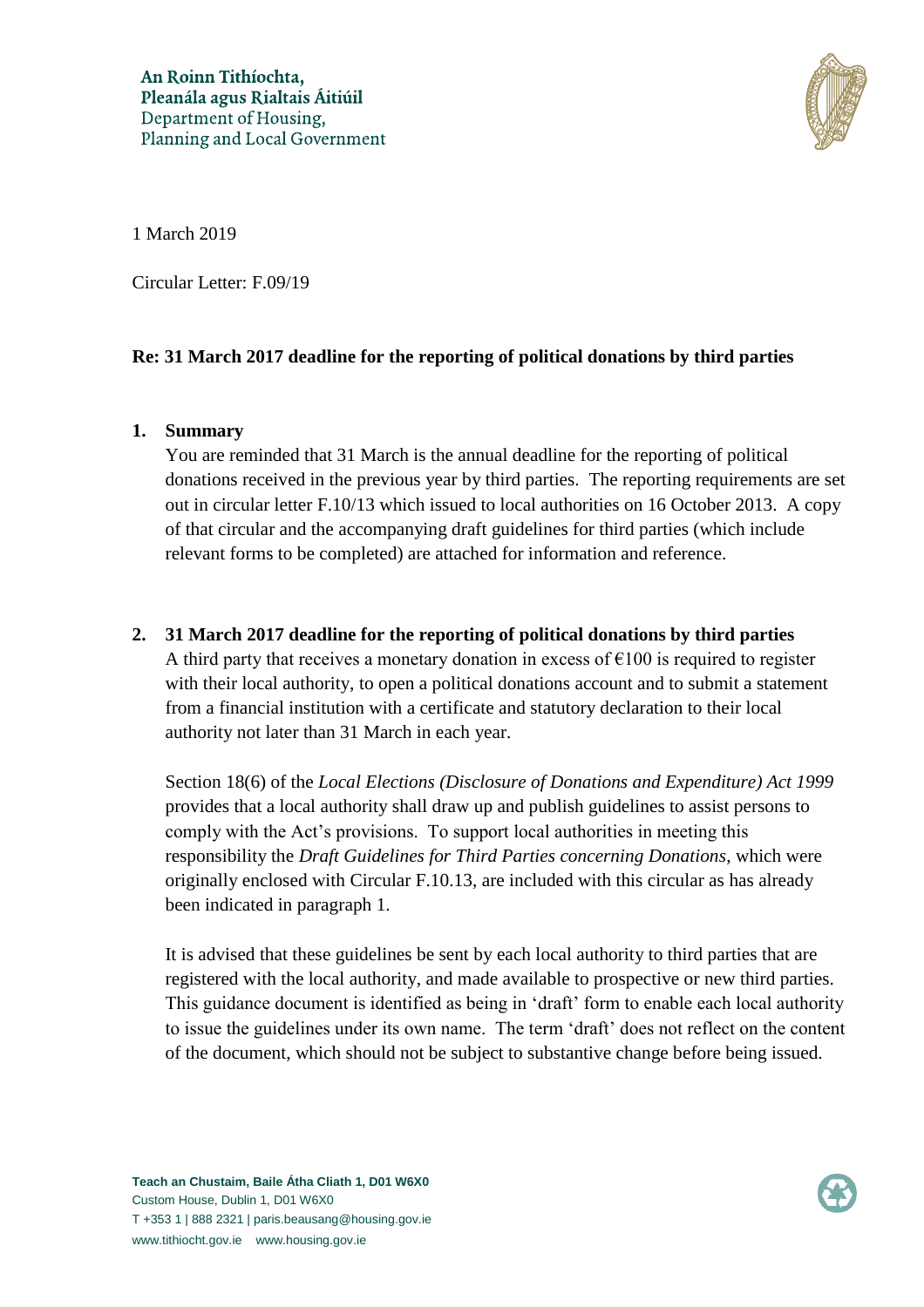An Roinn Tithíochta,
Pleanála agus Rialtais Áitiúil
Department of Housing,
Planning and Local Government

1 March 2019

Circular Letter: F.09/19

**Re: 31 March 2017 deadline for the reporting of political donations by third parties**

## 1. Summary

You are reminded that 31 March is the annual deadline for the reporting of political donations received in the previous year by third parties. The reporting requirements are set out in circular letter F.10/13 which issued to local authorities on 16 October 2013. A copy of that circular and the accompanying draft guidelines for third parties (which include relevant forms to be completed) are attached for information and reference.

## 2. 31 March 2017 deadline for the reporting of political donations by third parties

A third party that receives a monetary donation in excess of €100 is required to register with their local authority, to open a political donations account and to submit a statement from a financial institution with a certificate and statutory declaration to their local authority not later than 31 March in each year.

Section 18(6) of the *Local Elections (Disclosure of Donations and Expenditure) Act 1999* provides that a local authority shall draw up and publish guidelines to assist persons to comply with the Act's provisions. To support local authorities in meeting this responsibility the *Draft Guidelines for Third Parties concerning Donations*, which were originally enclosed with Circular F.10.13, are included with this circular as has already been indicated in paragraph 1.

It is advised that these guidelines be sent by each local authority to third parties that are registered with the local authority, and made available to prospective or new third parties. This guidance document is identified as being in 'draft' form to enable each local authority to issue the guidelines under its own name. The term 'draft' does not reflect on the content of the document, which should not be subject to substantive change before being issued.

**Teach an Chustaim, Baile Átha Cliath 1, D01 W6X0**
Custom House, Dublin 1, D01 W6X0
T +353 1 | 888 2321 | paris.beausang@housing.gov.ie
www.tithiocht.gov.ie www.housing.gov.ie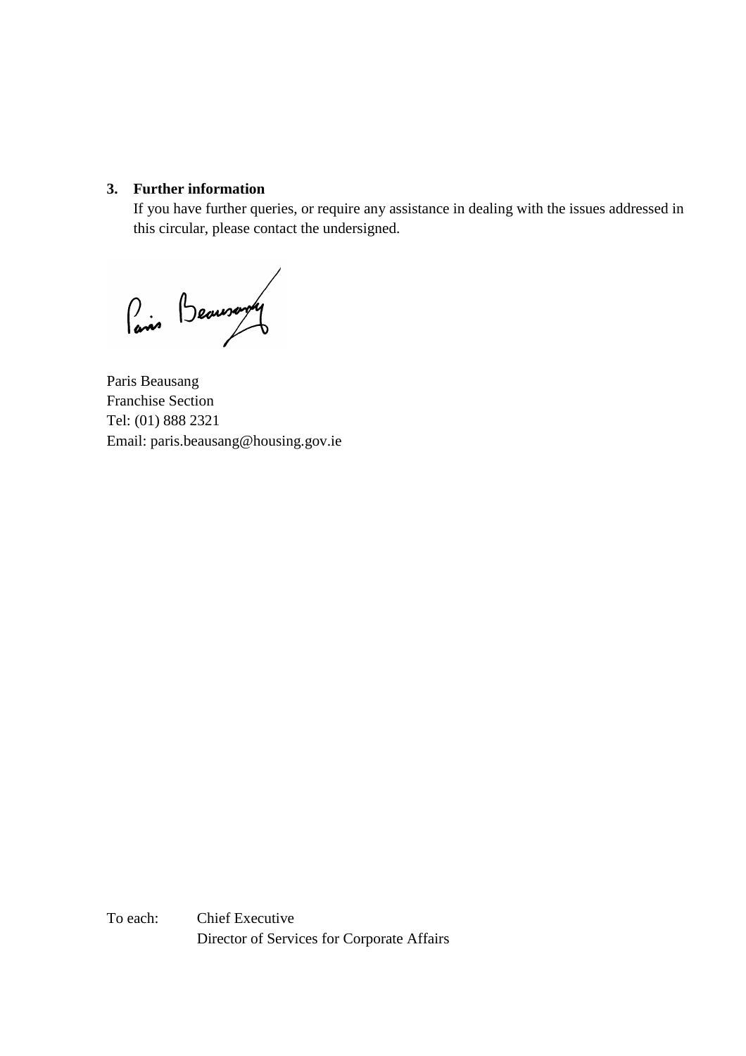## 3. Further information

If you have further queries, or require any assistance in dealing with the issues addressed in this circular, please contact the undersigned.

Paris Beausang
Franchise Section
Tel: (01) 888 2321
Email: paris.beausang@housing.gov.ie

To each: Chief Executive
Director of Services for Corporate Affairs